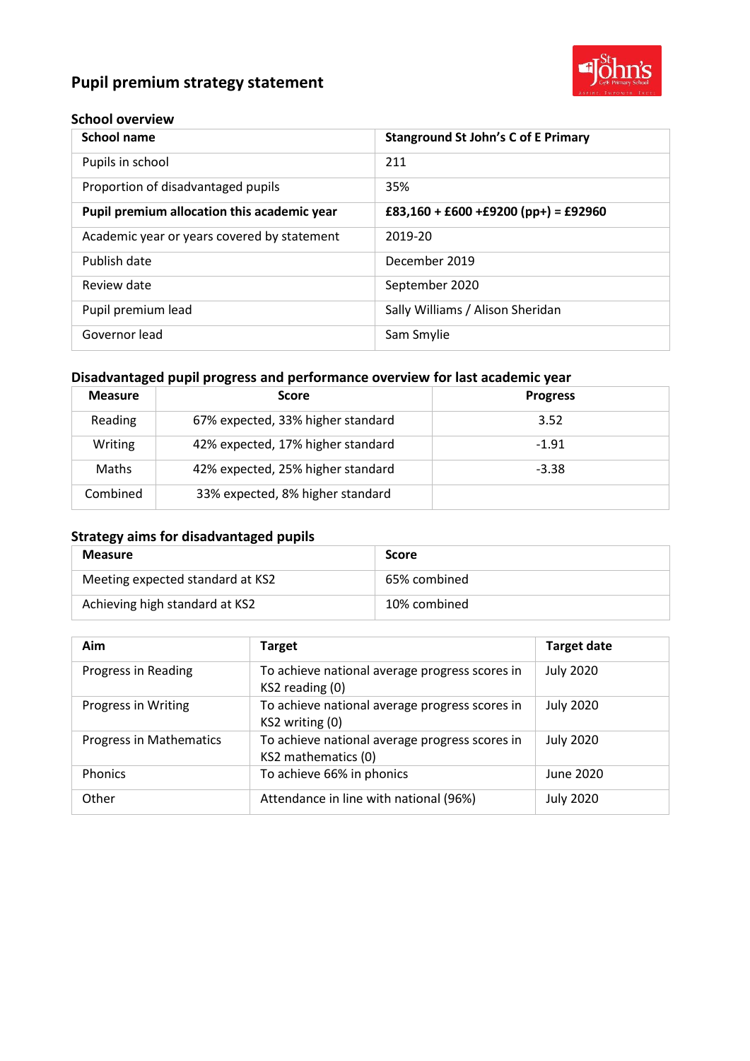# Pupil premium strategy statement

## School overview

| School name | Stanground St John's C of E Primary |
|---|---|
| Pupils in school | 211 |
| Proportion of disadvantaged pupils | 35% |
| **Pupil premium allocation this academic year** | **£83,160 + £600 +£9200 (pp+) = £92960** |
| Academic year or years covered by statement | 2019-20 |
| Publish date | December 2019 |
| Review date | September 2020 |
| Pupil premium lead | Sally Williams / Alison Sheridan |
| Governor lead | Sam Smylie |

## Disadvantaged pupil progress and performance overview for last academic year

| Measure | Score | Progress |
|---|---|---|
| Reading | 67% expected, 33% higher standard | 3.52 |
| Writing | 42% expected, 17% higher standard | -1.91 |
| Maths | 42% expected, 25% higher standard | -3.38 |
| Combined | 33% expected, 8% higher standard | |

## Strategy aims for disadvantaged pupils

| Measure | Score |
|---|---|
| Meeting expected standard at KS2 | 65% combined |
| Achieving high standard at KS2 | 10% combined |

| Aim | Target | Target date |
|---|---|---|
| Progress in Reading | To achieve national average progress scores in KS2 reading (0) | July 2020 |
| Progress in Writing | To achieve national average progress scores in KS2 writing (0) | July 2020 |
| Progress in Mathematics | To achieve national average progress scores in KS2 mathematics (0) | July 2020 |
| Phonics | To achieve 66% in phonics | June 2020 |
| Other | Attendance in line with national (96%) | July 2020 |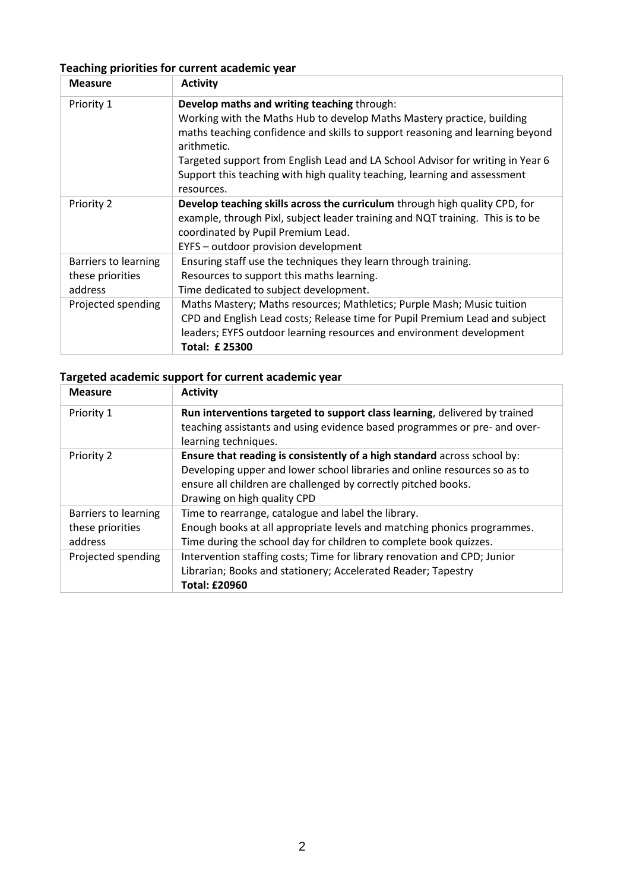### Teaching priorities for current academic year

| Measure | Activity |
|---|---|
| Priority 1 | **Develop maths and writing teaching** through:<br>Working with the Maths Hub to develop Maths Mastery practice, building maths teaching confidence and skills to support reasoning and learning beyond arithmetic.<br>Targeted support from English Lead and LA School Advisor for writing in Year 6<br>Support this teaching with high quality teaching, learning and assessment resources. |
| Priority 2 | **Develop teaching skills across the curriculum** through high quality CPD, for example, through Pixl, subject leader training and NQT training. This is to be coordinated by Pupil Premium Lead.<br>EYFS – outdoor provision development |
| Barriers to learning these priorities address | Ensuring staff use the techniques they learn through training.<br>Resources to support this maths learning.<br>Time dedicated to subject development. |
| Projected spending | Maths Mastery; Maths resources; Mathletics; Purple Mash; Music tuition CPD and English Lead costs; Release time for Pupil Premium Lead and subject leaders; EYFS outdoor learning resources and environment development<br>**Total: £ 25300** |

### Targeted academic support for current academic year

| Measure | Activity |
|---|---|
| Priority 1 | **Run interventions targeted to support class learning**, delivered by trained teaching assistants and using evidence based programmes or pre- and over-learning techniques. |
| Priority 2 | **Ensure that reading is consistently of a high standard** across school by:<br>Developing upper and lower school libraries and online resources so as to ensure all children are challenged by correctly pitched books.<br>Drawing on high quality CPD |
| Barriers to learning these priorities address | Time to rearrange, catalogue and label the library.<br>Enough books at all appropriate levels and matching phonics programmes.<br>Time during the school day for children to complete book quizzes. |
| Projected spending | Intervention staffing costs; Time for library renovation and CPD; Junior Librarian; Books and stationery; Accelerated Reader; Tapestry<br>**Total: £20960** |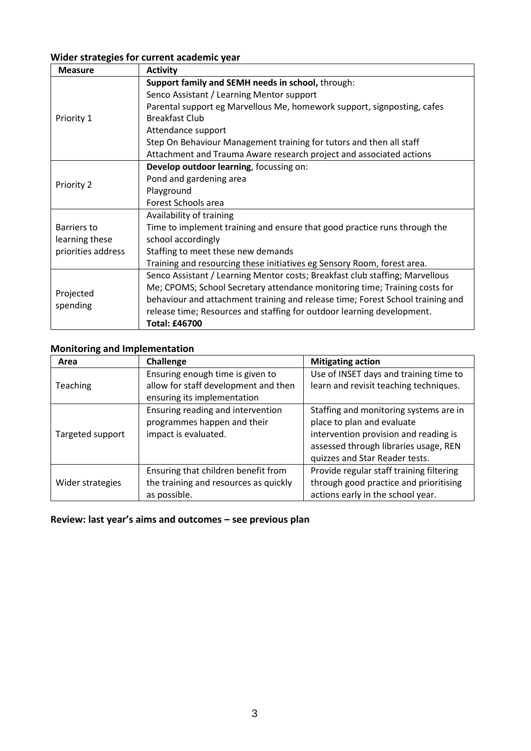**Wider strategies for current academic year**

| Measure | Activity |
|---|---|
| Priority 1 | **Support family and SEMH needs in school,** through:<br>Senco Assistant / Learning Mentor support<br>Parental support eg Marvellous Me, homework support, signposting, cafes<br>Breakfast Club<br>Attendance support<br>Step On Behaviour Management training for tutors and then all staff<br>Attachment and Trauma Aware research project and associated actions |
| Priority 2 | **Develop outdoor learning**, focussing on:<br>Pond and gardening area<br>Playground<br>Forest Schools area |
| Barriers to learning these priorities address | Availability of training<br>Time to implement training and ensure that good practice runs through the school accordingly<br>Staffing to meet these new demands<br>Training and resourcing these initiatives eg Sensory Room, forest area. |
| Projected spending | Senco Assistant / Learning Mentor costs; Breakfast club staffing; Marvellous Me; CPOMS; School Secretary attendance monitoring time; Training costs for behaviour and attachment training and release time; Forest School training and release time; Resources and staffing for outdoor learning development.<br>**Total: £46700** |

**Monitoring and Implementation**

| Area | Challenge | Mitigating action |
|---|---|---|
| Teaching | Ensuring enough time is given to allow for staff development and then ensuring its implementation | Use of INSET days and training time to learn and revisit teaching techniques. |
| Targeted support | Ensuring reading and intervention programmes happen and their impact is evaluated. | Staffing and monitoring systems are in place to plan and evaluate intervention provision and reading is assessed through libraries usage, REN quizzes and Star Reader tests. |
| Wider strategies | Ensuring that children benefit from the training and resources as quickly as possible. | Provide regular staff training filtering through good practice and prioritising actions early in the school year. |

**Review: last year's aims and outcomes – see previous plan**